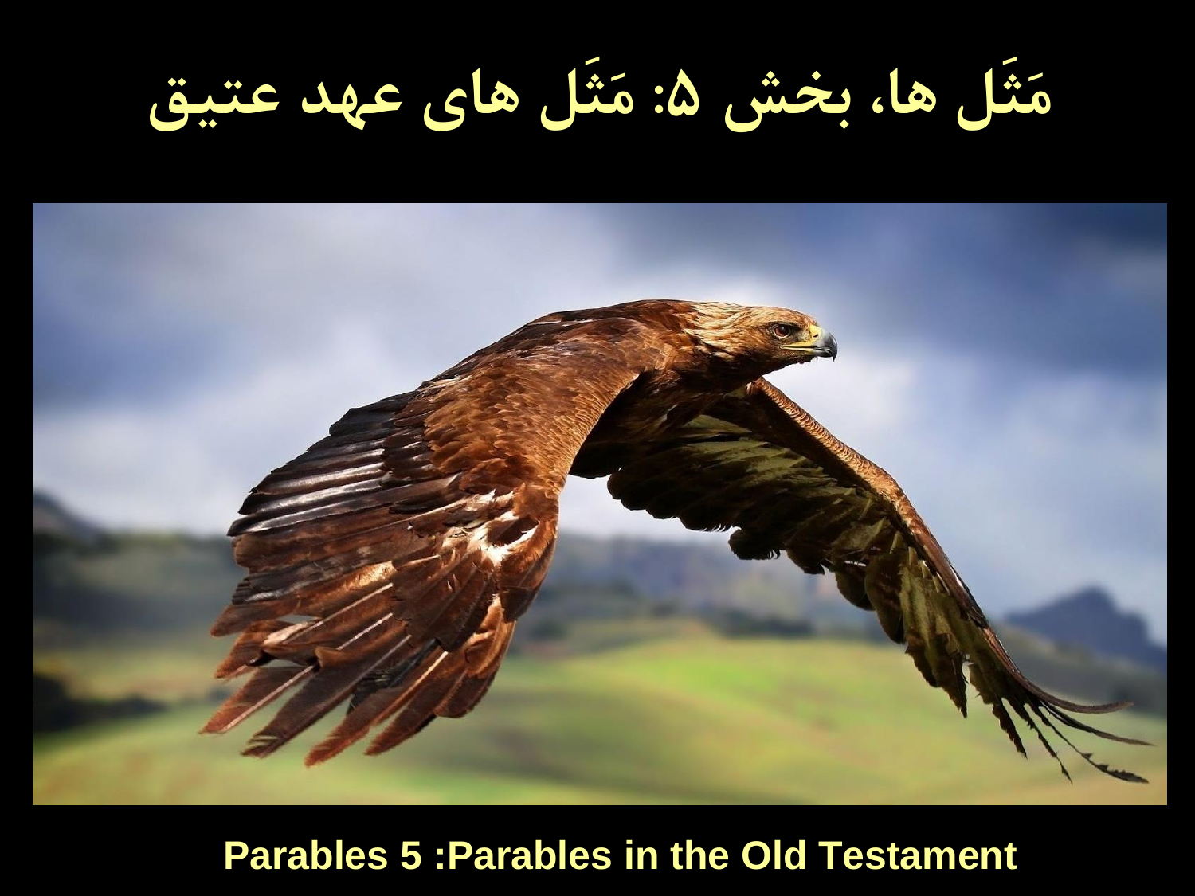# مَثَل ها، بخش ۵: مَثَل های عهد عتیق

**Parables 5 :Parables in the Old Testament**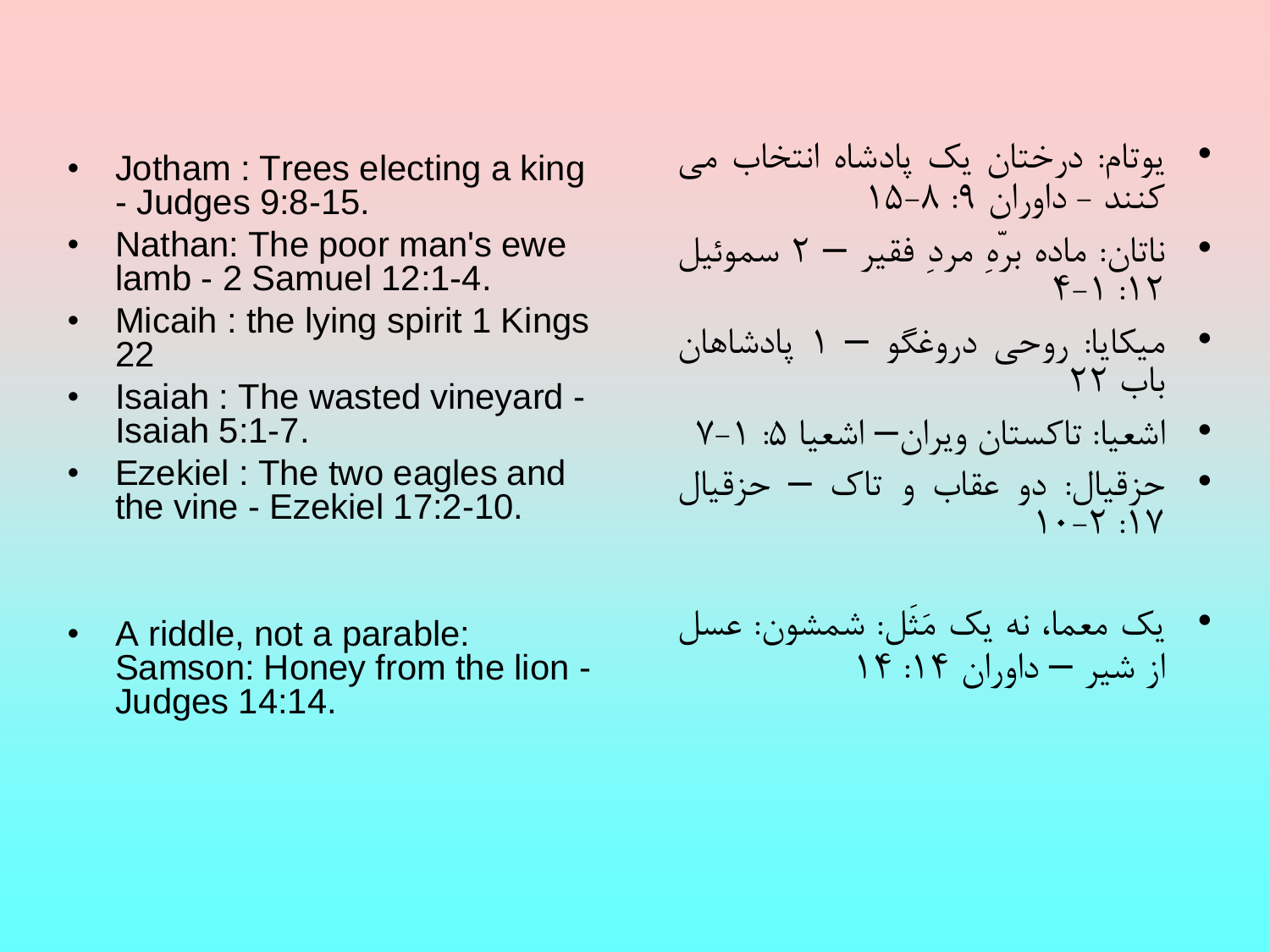- Jotham : Trees electing a king - Judges 9:8-15.
- Nathan: The poor man's ewe lamb - 2 Samuel 12:1-4.
- Micaih : the lying spirit 1 Kings 22
- Isaiah : The wasted vineyard - Isaiah 5:1-7.
- Ezekiel : The two eagles and the vine - Ezekiel 17:2-10.

- A riddle, not a parable: Samson: Honey from the lion - Judges 14:14.

- یوتام: درختان یک پادشاه انتخاب می کنند - داوران ۹: ۸-۱۵
- ناتان: ماده برّهِ مردِ فقیر – ۲ سموئیل ۱۲: ۱-۴
- میکایا: روحی دروغگو – ۱ پادشاهان باب ۲۲
- اشعیا: تاکستان ویران– اشعیا ۵: ۱-۷
- حزقیال: دو عقاب و تاک – حزقیال ۱۷: ۲-۱۰

- یک معما، نه یک مَثَل: شمشون: عسل از شیر – داوران ۱۴: ۱۴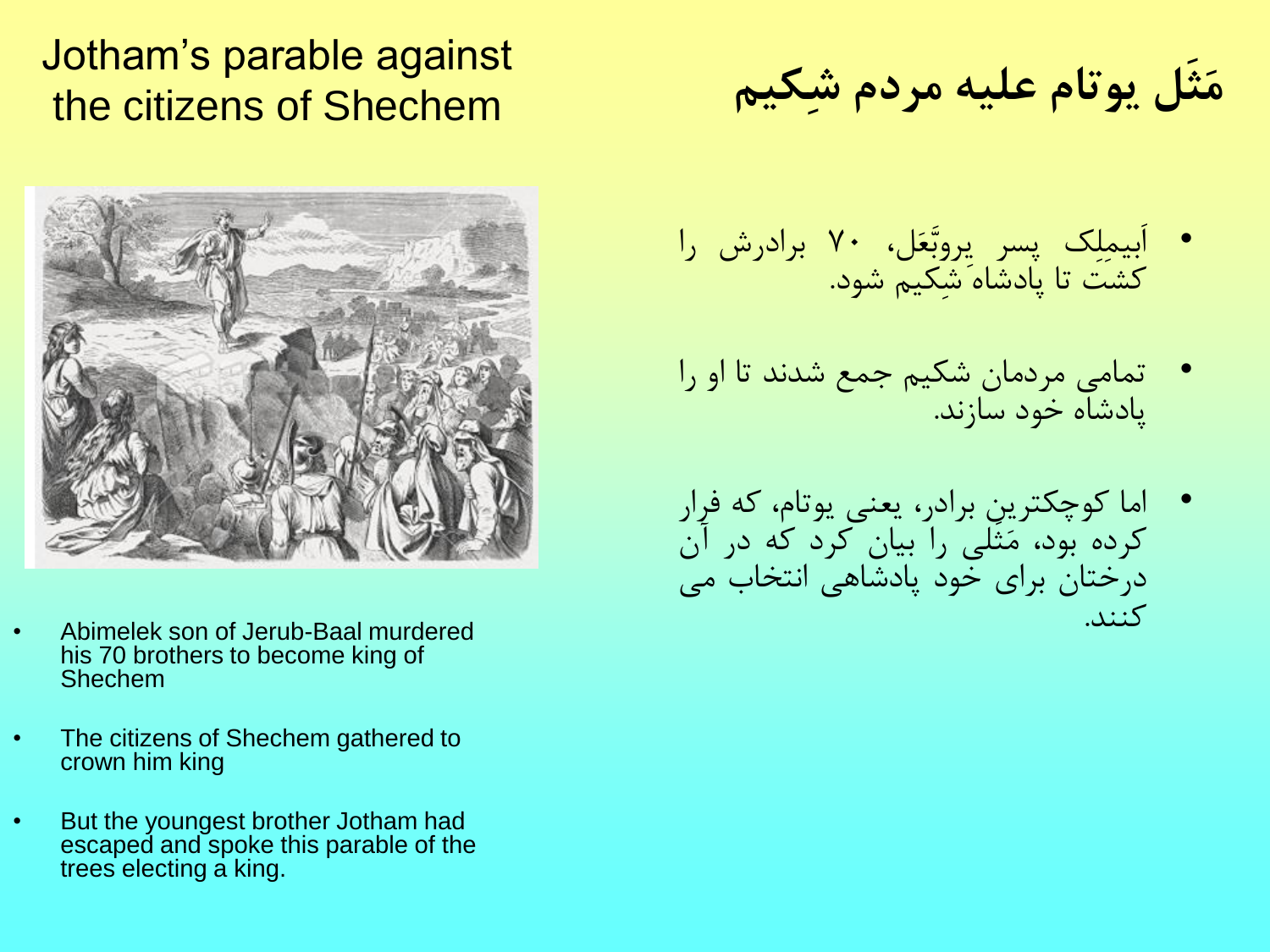# Jotham's parable against the citizens of Shechem

- Abimelek son of Jerub-Baal murdered his 70 brothers to become king of Shechem
- The citizens of Shechem gathered to crown him king
- But the youngest brother Jotham had escaped and spoke this parable of the trees electing a king.

# مَثَل یوتام علیه مردم شِکیم

- اَبیمِلِک پسر یِروبَّعَل، ۷۰ برادرش را کشت تا پادشاه شِکیم شود.
- تمامی مردمان شکیم جمع شدند تا او را پادشاه خود سازند.
- اما کوچکترینِ برادر، یعنی یوتام، که فرار کرده بود، مَثَلی را بیان کرد که در آن درختان برای خود پادشاهی انتخاب می کنند.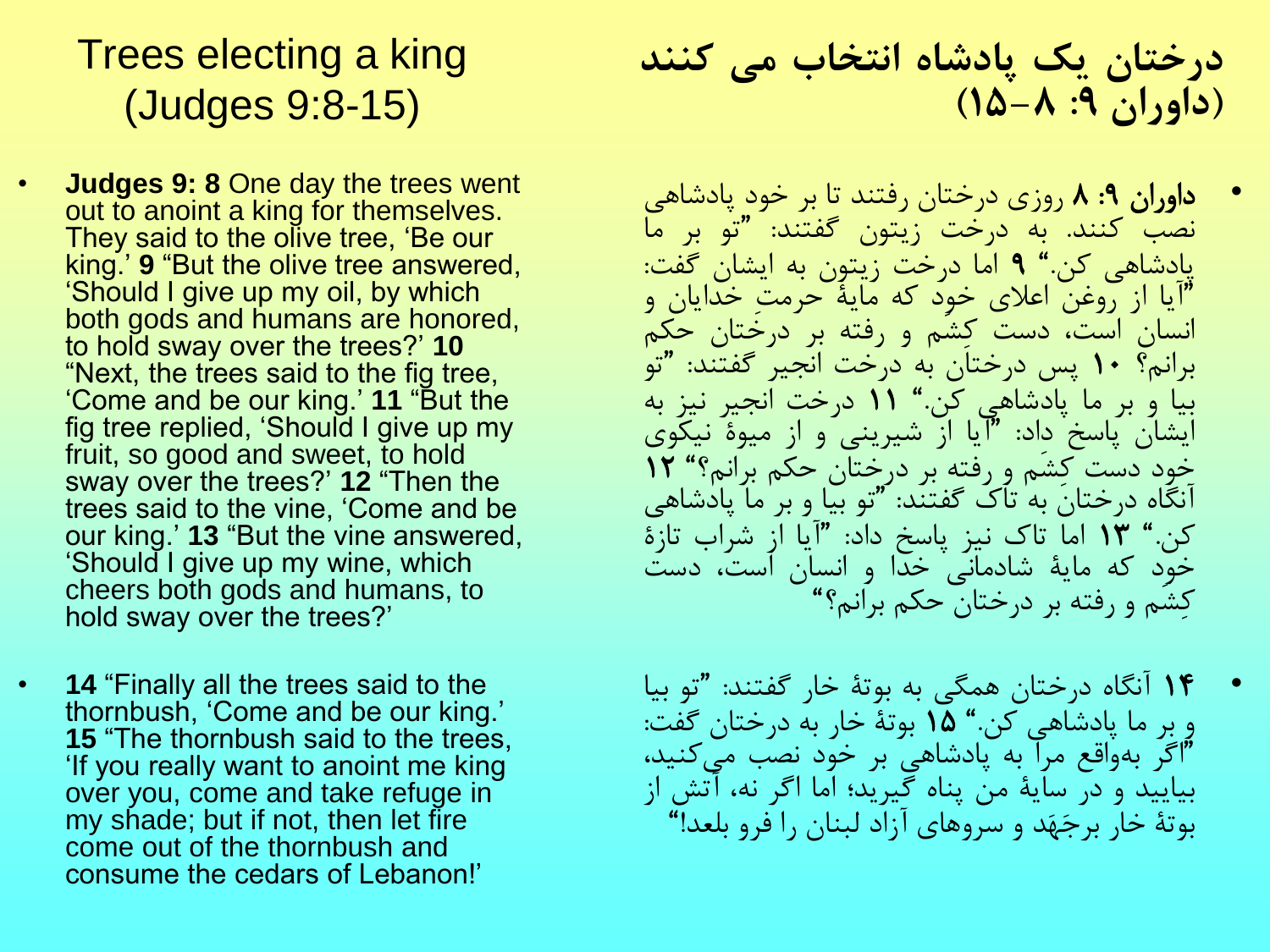# Trees electing a king (Judges 9:8-15)

- **Judges 9: 8** One day the trees went out to anoint a king for themselves. They said to the olive tree, 'Be our king.' **9** "But the olive tree answered, 'Should I give up my oil, by which both gods and humans are honored, to hold sway over the trees?' **10** "Next, the trees said to the fig tree, 'Come and be our king.' **11** "But the fig tree replied, 'Should I give up my fruit, so good and sweet, to hold sway over the trees?' **12** "Then the trees said to the vine, 'Come and be our king.' **13** "But the vine answered, 'Should I give up my wine, which cheers both gods and humans, to hold sway over the trees?'

- **14** "Finally all the trees said to the thornbush, 'Come and be our king.' **15** "The thornbush said to the trees, 'If you really want to anoint me king over you, come and take refuge in my shade; but if not, then let fire come out of the thornbush and consume the cedars of Lebanon!'

# درختان یک پادشاه انتخاب می کنند (داوران ۹: ۸–۱۵)

- **داوران ۹: ۸** روزی درختان رفتند تا بر خود پادشاهی نصب کنند. به درخت زیتون گفتند: "تو بر ما پادشاهی کن." **۹** اما درخت زیتون به ایشان گفت: "آیا از روغن اعلای خود که مایهٔ حرمتِ خدایان و انسان است، دست کِشَم و رفته بر درختان حکم برانم؟ **۱۰** پس درختان به درخت انجیر گفتند: "تو بیا و بر ما پادشاهی کن." **۱۱** درخت انجیر نیز به ایشان پاسخ داد: "آیا از شیرینی و از میوهٔ نیکوی خود دست کِشَم و رفته بر درختان حکم برانم؟" **۱۲** آنگاه درختان به تاک گفتند: "تو بیا و بر ما پادشاهی کن." **۱۳** اما تاک نیز پاسخ داد: "آیا از شراب تازهٔ خود که مایهٔ شادمانی خدا و انسان است، دست کِشَم و رفته بر درختان حکم برانم؟"

- **۱۴** آنگاه درختان همگی به بوتهٔ خار گفتند: "تو بیا و بر ما پادشاهی کن." **۱۵** بوتهٔ خار به درختان گفت: "اگر به‌واقع مرا به پادشاهی بر خود نصب می‌کنید، بیایید و در سایهٔ من پناه گیرید؛ اما اگر نه، آتش از بوتهٔ خار برجَهَد و سروهای آزاد لبنان را فرو بلعد!"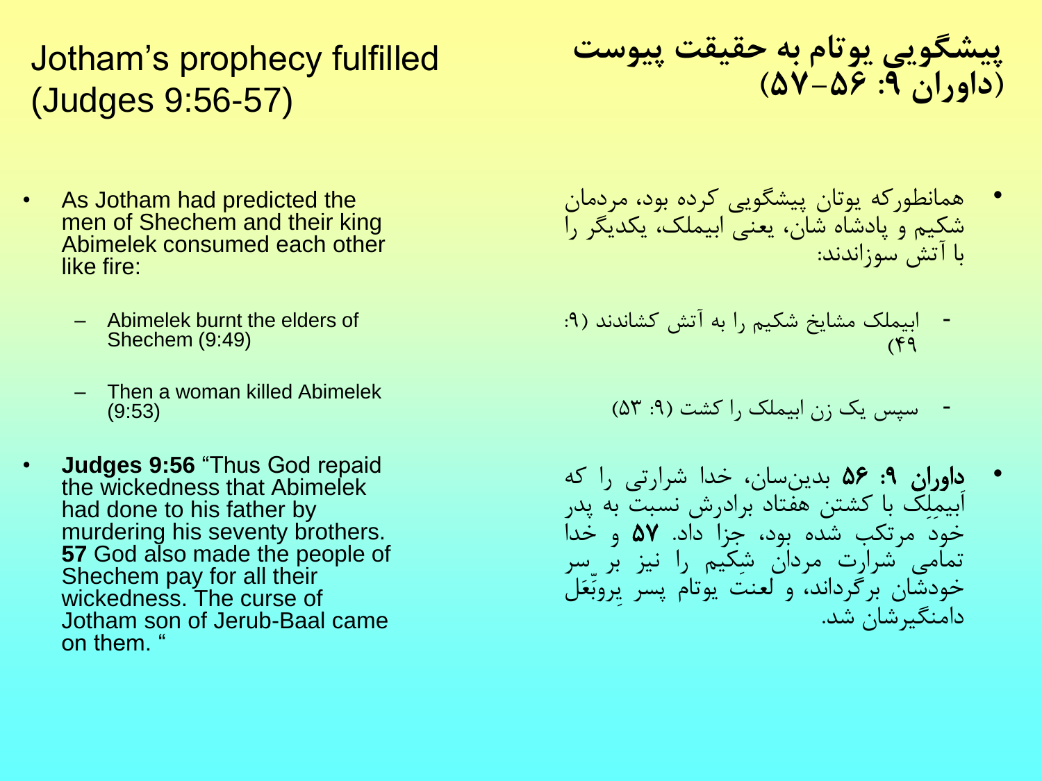# Jotham's prophecy fulfilled (Judges 9:56-57)

- As Jotham had predicted the men of Shechem and their king Abimelek consumed each other like fire:
  - Abimelek burnt the elders of Shechem (9:49)
  - Then a woman killed Abimelek (9:53)
- **Judges 9:56** "Thus God repaid the wickedness that Abimelek had done to his father by murdering his seventy brothers. **57** God also made the people of Shechem pay for all their wickedness. The curse of Jotham son of Jerub-Baal came on them. "

# پیشگویی یوتام به حقیقت پیوست (داوران ۹: ۵۶-۵۷)

- همانطورکه یوتان پیشگویی کرده بود، مردمان شکیم و پادشاه شان، یعنی ابیملک، یکدیگر را با آتش سوزاندند:
  - ابیملک مشایخ شکیم را به آتش کشاندند (۹: ۴۹)
  - سپس یک زن ابیملک را کشت (۹: ۵۳)
- **داوران ۹: ۵۶** بدین‌سان، خدا شرارتی را که اَبیمِلِک با کشتن هفتاد برادرش نسبت به پدر خود مرتکب شده بود، جزا داد. **۵۷** و خدا تمامی شرارت مردان شِکیم را نیز بر سر خودشان برگرداند، و لعنت یوتام پسر یِروبَّعَل دامنگیرشان شد.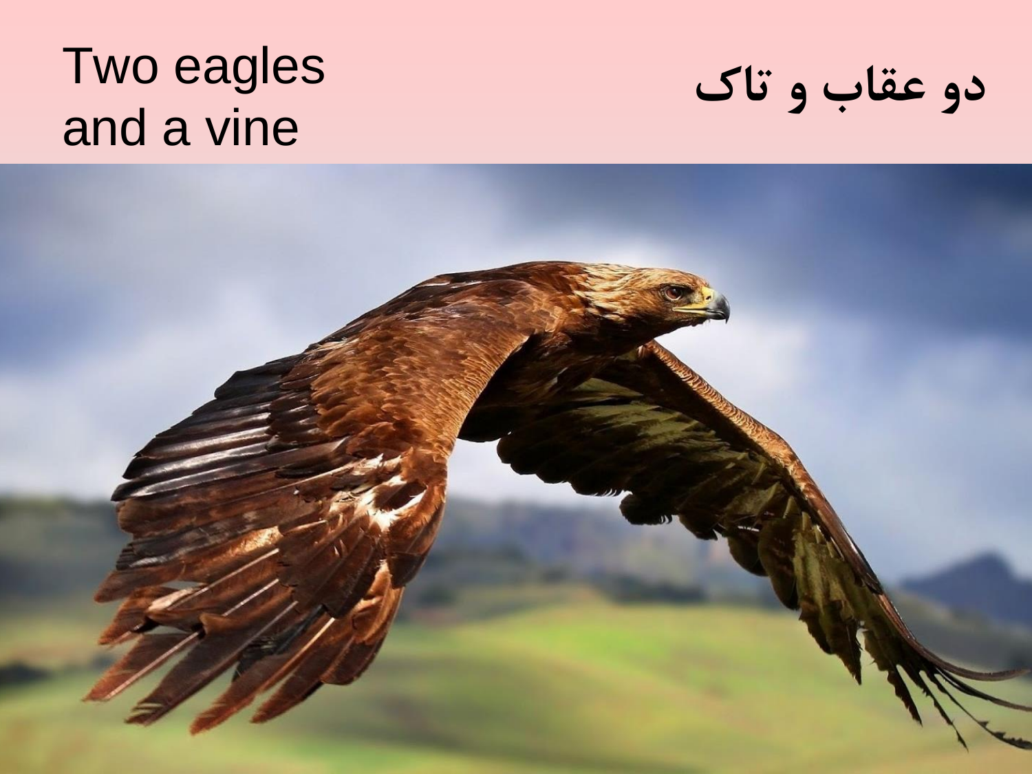# Two eagles and a vine

# دو عقاب و تاک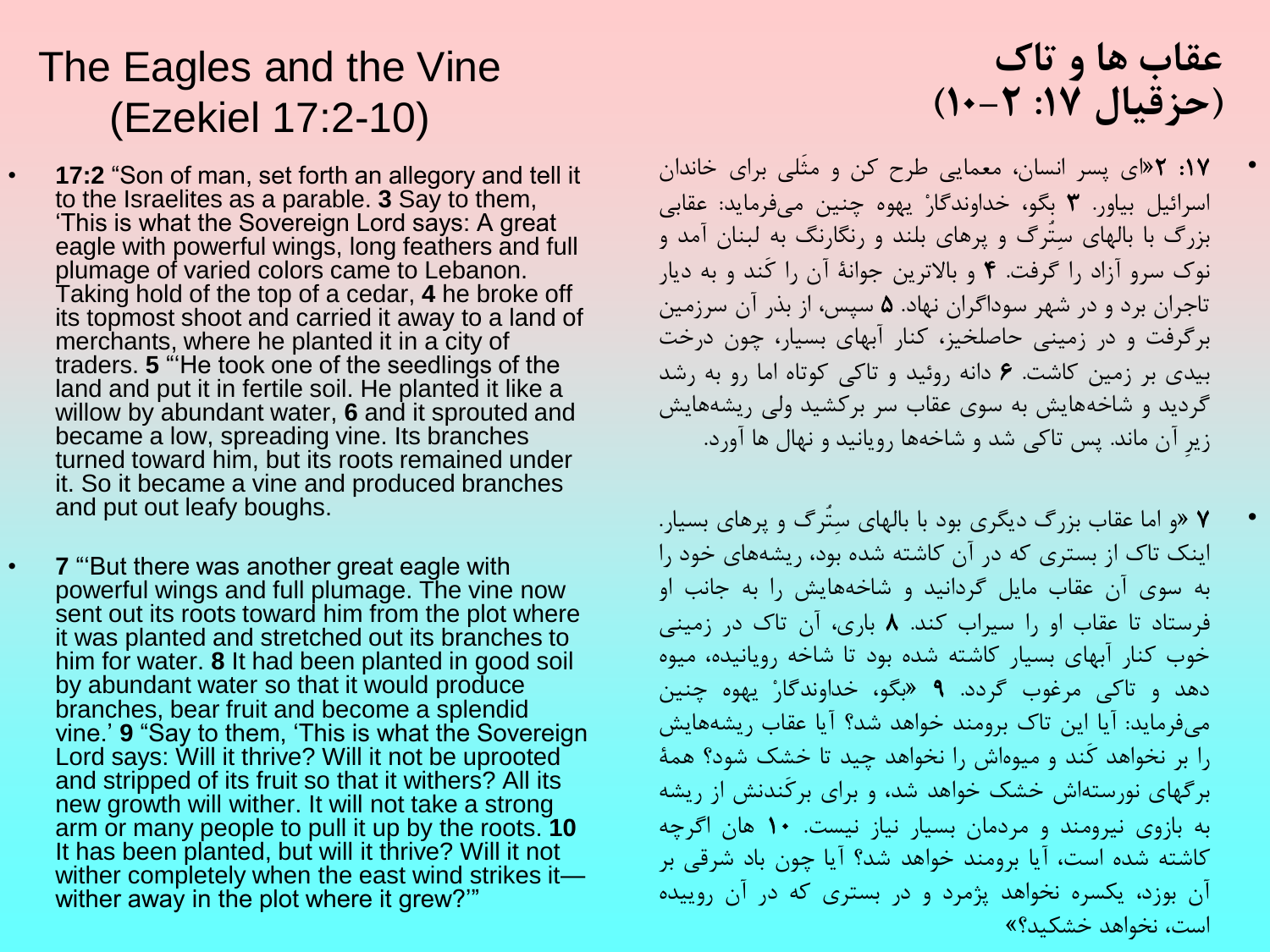# The Eagles and the Vine (Ezekiel 17:2-10)

- **17:2** “Son of man, set forth an allegory and tell it to the Israelites as a parable. **3** Say to them, ‘This is what the Sovereign Lord says: A great eagle with powerful wings, long feathers and full plumage of varied colors came to Lebanon. Taking hold of the top of a cedar, **4** he broke off its topmost shoot and carried it away to a land of merchants, where he planted it in a city of traders. **5** “‘He took one of the seedlings of the land and put it in fertile soil. He planted it like a willow by abundant water, **6** and it sprouted and became a low, spreading vine. Its branches turned toward him, but its roots remained under it. So it became a vine and produced branches and put out leafy boughs.

- **7** “‘But there was another great eagle with powerful wings and full plumage. The vine now sent out its roots toward him from the plot where it was planted and stretched out its branches to him for water. **8** It had been planted in good soil by abundant water so that it would produce branches, bear fruit and become a splendid vine.’ **9** “Say to them, ‘This is what the Sovereign Lord says: Will it thrive? Will it not be uprooted and stripped of its fruit so that it withers? All its new growth will wither. It will not take a strong arm or many people to pull it up by the roots. **10** It has been planted, but will it thrive? Will it not wither completely when the east wind strikes it—wither away in the plot where it grew?’”

# عقاب ها و تاک (حزقیال ۱۷: ۲-۱۰)

- **۱۷: ۲**«ای پسر انسان، معمایی طرح کن و مَثَلی برای خاندان اسرائیل بیاور. **۳** بگو، خداوندگارْ یهوه چنین می‌فرماید: عقابی بزرگ با بالهای سِتُرگ و پرهای بلند و رنگارنگ به لبنان آمد و نوک سرو آزاد را گرفت. **۴** و بالاترین جوانهٔ آن را کَند و به دیار تاجران برد و در شهر سوداگران نهاد. **۵** سپس، از بذر آن سرزمین برگرفت و در زمینی حاصلخیز، کنار آبهای بسیار، چون درخت بیدی بر زمین کاشت. **۶** دانه روئید و تاکی کوتاه اما رو به رشد گردید و شاخه‌هایش به سوی عقاب سر برکشید ولی ریشه‌هایش زیرِ آن ماند. پس تاکی شد و شاخه‌ها رویانید و نهال ها آورد.

- **۷** «و اما عقاب بزرگ دیگری بود با بالهای سِتُرگ و پرهای بسیار. اینک تاک از بستری که در آن کاشته شده بود، ریشه‌های خود را به سوی آن عقاب مایل گردانید و شاخه‌هایش را به جانب او فرستاد تا عقاب او را سیراب کند. **۸** باری، آن تاک در زمینی خوب کنار آبهای بسیار کاشته شده بود تا شاخه رویانیده، میوه دهد و تاکی مرغوب گردد. **۹** «بگو، خداوندگارْ یهوه چنین می‌فرماید: آیا این تاک برومند خواهد شد؟ آیا عقاب ریشه‌هایش را بر نخواهد کَند و میوه‌اش را نخواهد چید تا خشک شود؟ همهٔ برگهای نورسته‌اش خشک خواهد شد، و برای برکَندنش از ریشه به بازوی نیرومند و مردمان بسیار نیاز نیست. **۱۰** هان اگرچه کاشته شده است، آیا برومند خواهد شد؟ آیا چون باد شرقی بر آن بوزد، یکسره نخواهد پژمرد و در بستری که در آن روییده است، نخواهد خشکید؟»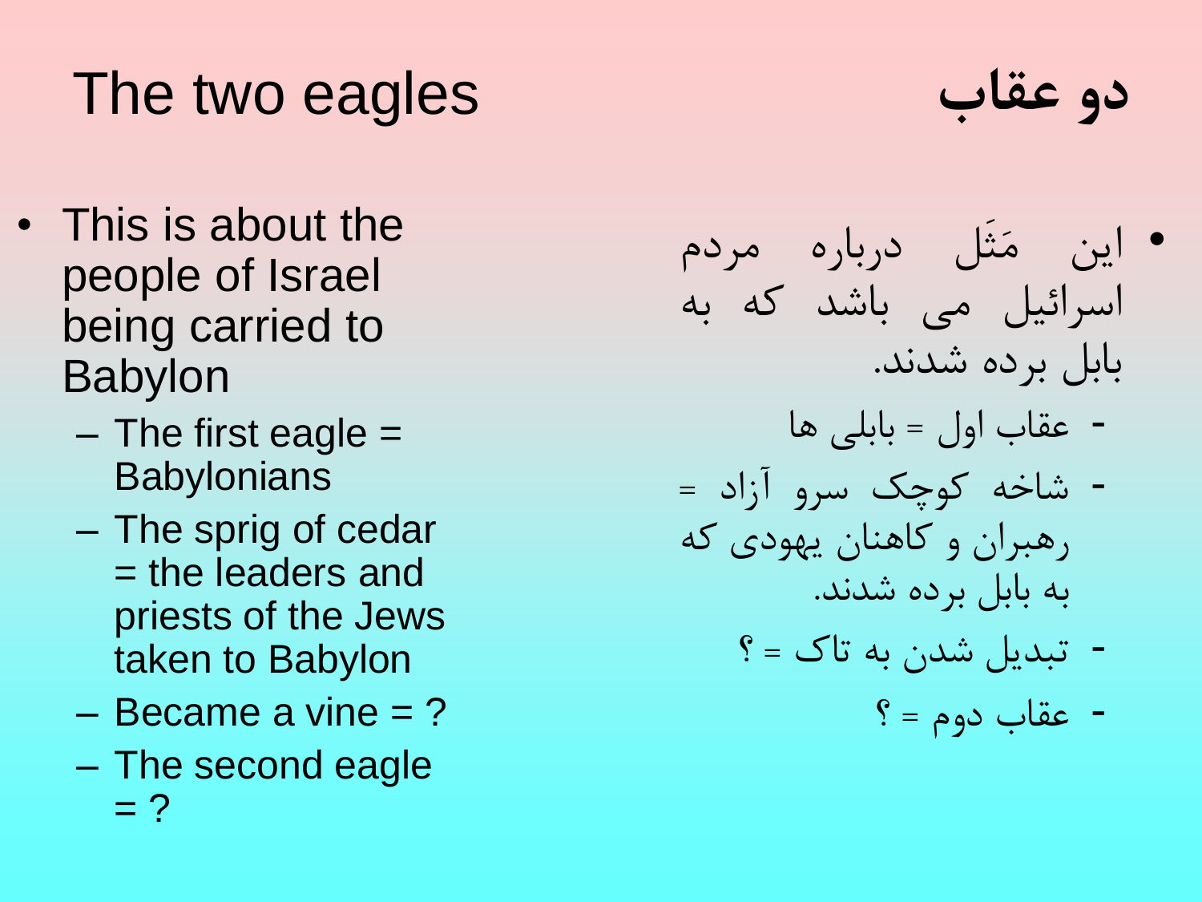# The two eagles

- This is about the people of Israel being carried to Babylon
  - The first eagle = Babylonians
  - The sprig of cedar = the leaders and priests of the Jews taken to Babylon
  - Became a vine = ?
  - The second eagle = ?

# دو عقاب

- این مَثَل درباره مردم اسرائیل می باشد که به بابل برده شدند.
  - عقاب اول = بابلی ها
  - شاخه کوچک سرو آزاد = رهبران و کاهنان یهودی که به بابل برده شدند.
  - تبدیل شدن به تاک = ؟
  - عقاب دوم = ؟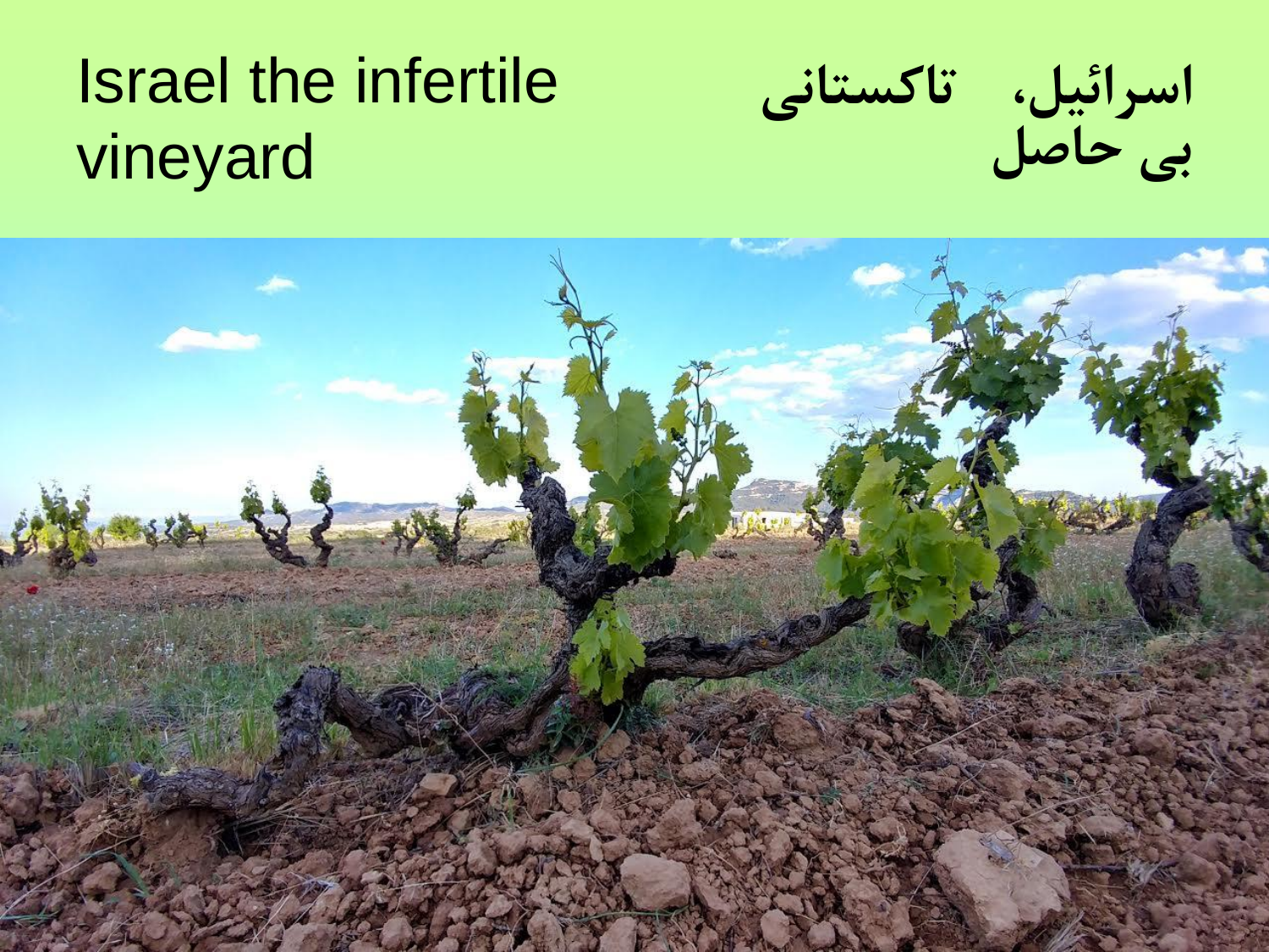# Israel the infertile vineyard

# اسرائیل، تاکستانی بی حاصل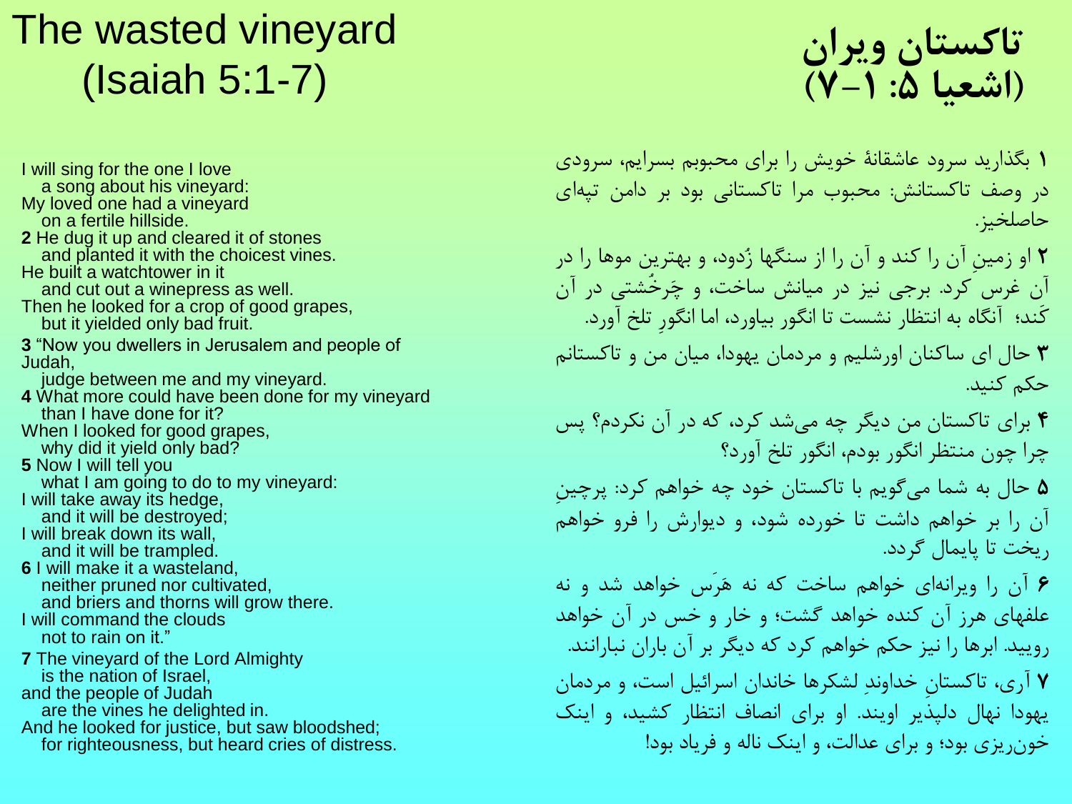# The wasted vineyard (Isaiah 5:1-7)

I will sing for the one I love
a song about his vineyard:
My loved one had a vineyard
on a fertile hillside.
**2** He dug it up and cleared it of stones
and planted it with the choicest vines.
He built a watchtower in it
and cut out a winepress as well.
Then he looked for a crop of good grapes,
but it yielded only bad fruit.

**3** “Now you dwellers in Jerusalem and people of Judah,
judge between me and my vineyard.
**4** What more could have been done for my vineyard
than I have done for it?
When I looked for good grapes,
why did it yield only bad?
**5** Now I will tell you
what I am going to do to my vineyard:
I will take away its hedge,
and it will be destroyed;
I will break down its wall,
and it will be trampled.
**6** I will make it a wasteland,
neither pruned nor cultivated,
and briers and thorns will grow there.
I will command the clouds
not to rain on it.”

**7** The vineyard of the Lord Almighty
is the nation of Israel,
and the people of Judah
are the vines he delighted in.
And he looked for justice, but saw bloodshed;
for righteousness, but heard cries of distress.

# تاکستان ویران (اشعیا ۵: ۱-۷)

**۱** بگذارید سرود عاشقانهٔ خویش را برای محبوبم بسرایم، سرودی در وصف تاکستانش: محبوب مرا تاکستانی بود بر دامن تپه‌ای حاصلخیز.

**۲** او زمینِ آن را کند و آن را از سنگها زُدود، و بهترین موها را در آن غرس کرد. برجی نیز در میانش ساخت، و چَرخُشتی در آن کَند؛ آنگاه به انتظار نشست تا انگور بیاورد، اما انگورِ تلخ آورد.

**۳** حال ای ساکنان اورشلیم و مردمان یهودا، میان من و تاکستانم حکم کنید.

**۴** برای تاکستان من دیگر چه می‌شد کرد، که در آن نکردم؟ پس چرا چون منتظر انگور بودم، انگور تلخ آورد؟

**۵** حال به شما می‌گویم با تاکستان خود چه خواهم کرد: پرچینِ آن را بر خواهم داشت تا خورده شود، و دیوارش را فرو خواهم ریخت تا پایمال گردد.

**۶** آن را ویرانه‌ای خواهم ساخت که نه هَرَس خواهد شد و نه علفهای هرز آن کنده خواهد گشت؛ و خار و خس در آن خواهد رویید. ابرها را نیز حکم خواهم کرد که دیگر بر آن باران نبارانند.

**۷** آری، تاکستانِ خداوندِ لشکرها خاندان اسرائیل است، و مردمان یهودا نهال دلپذیر اویند. او برای انصاف انتظار کشید، و اینک خون‌ریزی بود؛ و برای عدالت، و اینک ناله و فریاد بود!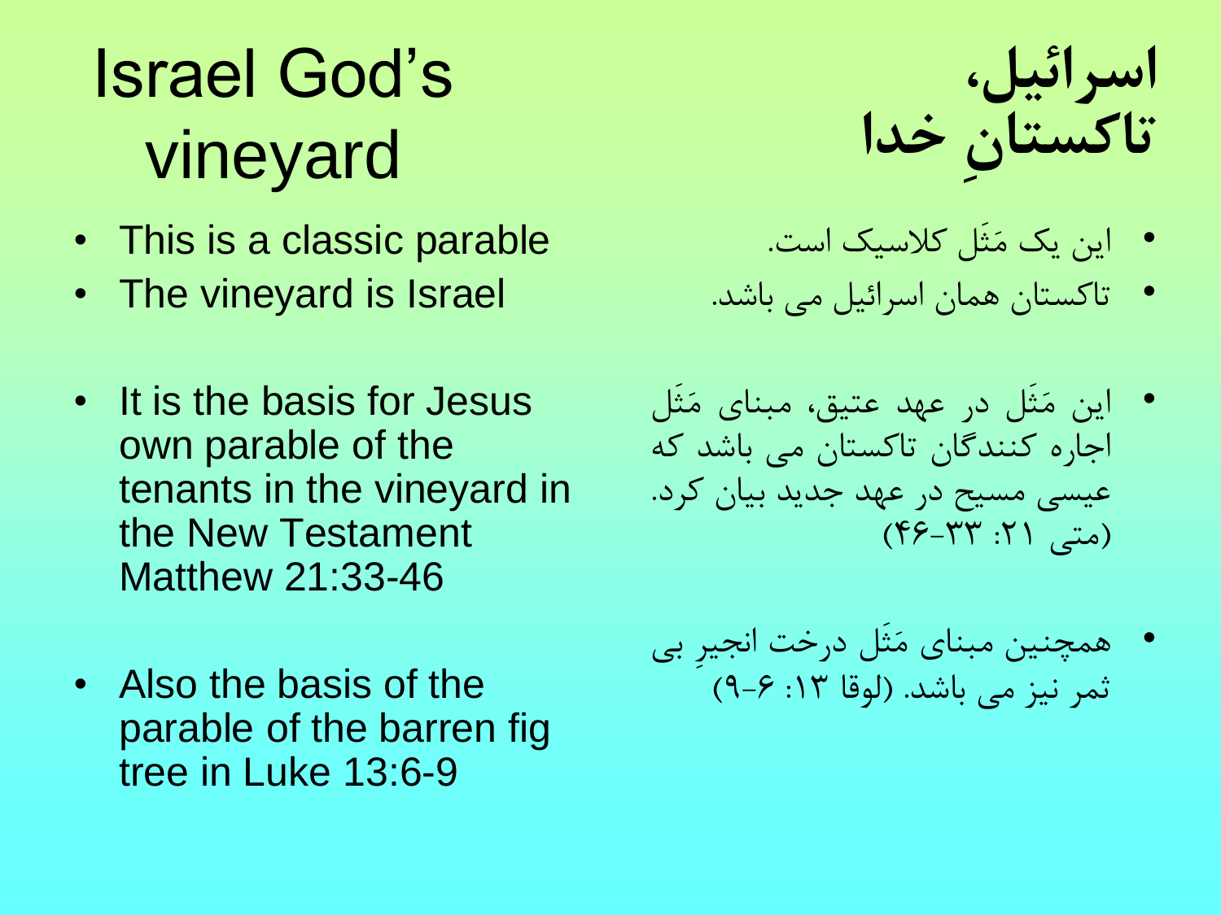# Israel God's vineyard

- This is a classic parable
- The vineyard is Israel

- It is the basis for Jesus own parable of the tenants in the vineyard in the New Testament Matthew 21:33-46

- Also the basis of the parable of the barren fig tree in Luke 13:6-9

# اسرائیل، تاکستانِ خدا

- این یک مَثَل کلاسیک است.
- تاکستان همان اسرائیل می باشد.

- این مَثَل در عهد عتیق، مبنای مَثَل اجاره کنندگان تاکستان می باشد که عیسی مسیح در عهد جدید بیان کرد. (متی ۲۱: ۳۳-۴۶)

- همچنین مبنای مَثَل درخت انجیرِ بی ثمر نیز می باشد. (لوقا ۱۳: ۶-۹)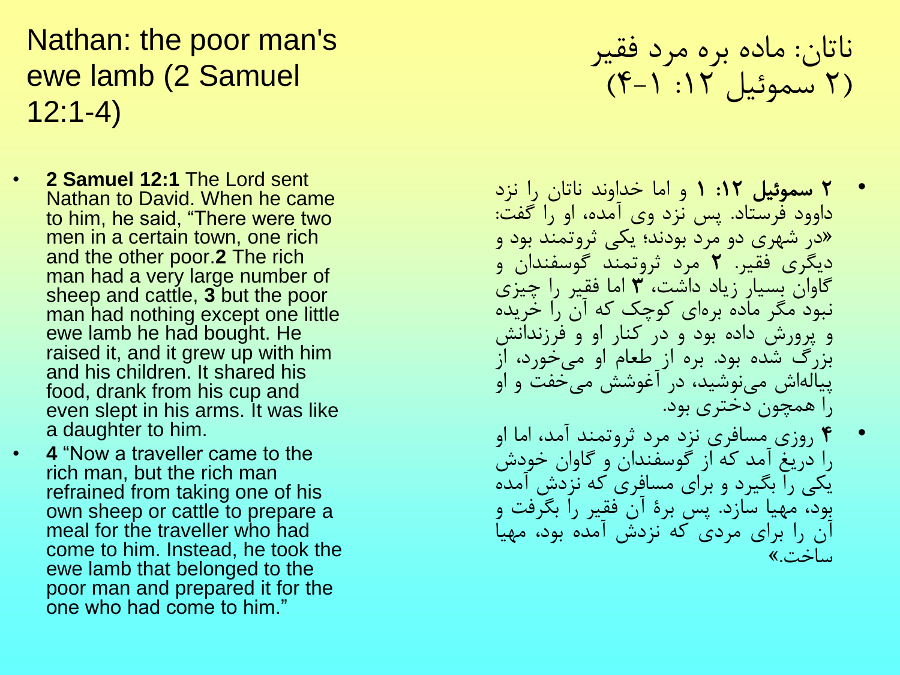# Nathan: the poor man's ewe lamb (2 Samuel 12:1-4)

- **2 Samuel 12:1** The Lord sent Nathan to David. When he came to him, he said, "There were two men in a certain town, one rich and the other poor.**2** The rich man had a very large number of sheep and cattle, **3** but the poor man had nothing except one little ewe lamb he had bought. He raised it, and it grew up with him and his children. It shared his food, drank from his cup and even slept in his arms. It was like a daughter to him.
- **4** "Now a traveller came to the rich man, but the rich man refrained from taking one of his own sheep or cattle to prepare a meal for the traveller who had come to him. Instead, he took the ewe lamb that belonged to the poor man and prepared it for the one who had come to him."

# ناتان: ماده بره مرد فقیر (۲ سموئیل ۱۲: ۱-۴)

- **۲ سموئیل ۱۲: ۱** و اما خداوند ناتان را نزد داوود فرستاد. پس نزد وی آمده، او را گفت: «در شهری دو مرد بودند؛ یکی ثروتمند بود و دیگری فقیر. **۲** مرد ثروتمند گوسفندان و گاوان بسیار زیاد داشت، **۳** اما فقیر را چیزی نبود مگر ماده برهای کوچک که آن را خریده و پرورش داده بود و در کنار او و فرزندانش بزرگ شده بود. بره از طعام او می‌خورد، از پیاله‌اش می‌نوشید، در آغوشش می‌خفت و او را همچون دختری بود.
- **۴** روزی مسافری نزد مرد ثروتمند آمد، اما او را دریغ آمد که از گوسفندان و گاوان خودش یکی را بگیرد و برای مسافری که نزدش آمده بود، مهیا سازد. پس برهٔ آن فقیر را بگرفت و آن را برای مردی که نزدش آمده بود، مهیا ساخت.»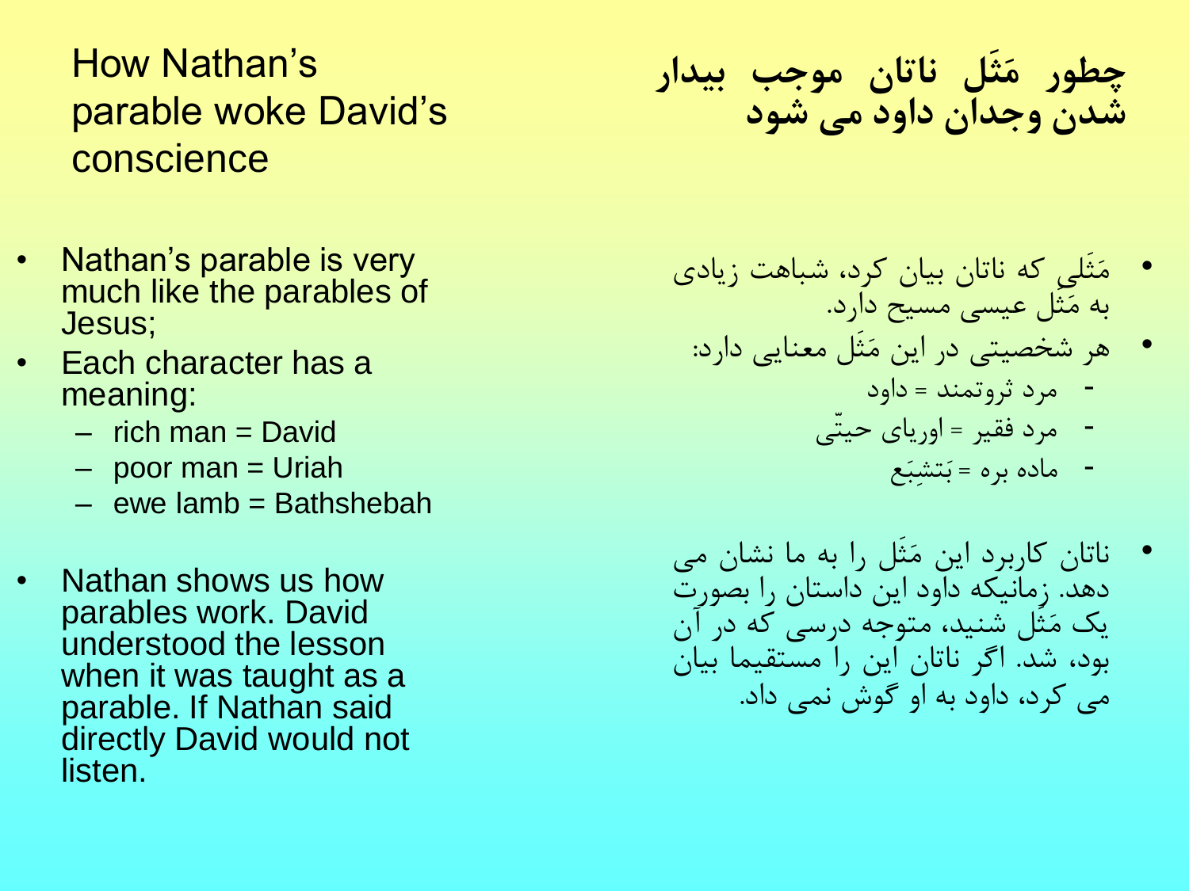## How Nathan's parable woke David's conscience

- Nathan's parable is very much like the parables of Jesus;
- Each character has a meaning:
  - rich man = David
  - poor man = Uriah
  - ewe lamb = Bathshebah
- Nathan shows us how parables work. David understood the lesson when it was taught as a parable. If Nathan said directly David would not listen.

## چطور مَثَل ناتان موجب بیدار شدن وجدان داود می شود

- مَثَلی که ناتان بیان کرد، شباهت زیادی به مَثَل عیسی مسیح دارد.
- هر شخصیتی در این مَثَل معنایی دارد:
  - مرد ثروتمند = داود
  - مرد فقیر = اوریای حیتّی
  - ماده بره = بَتشِبَع
- ناتان کاربرد این مَثَل را به ما نشان می دهد. زمانیکه داود این داستان را بصورت یک مَثَل شنید، متوجه درسی که در آن بود، شد. اگر ناتان این را مستقیما بیان می کرد، داود به او گوش نمی داد.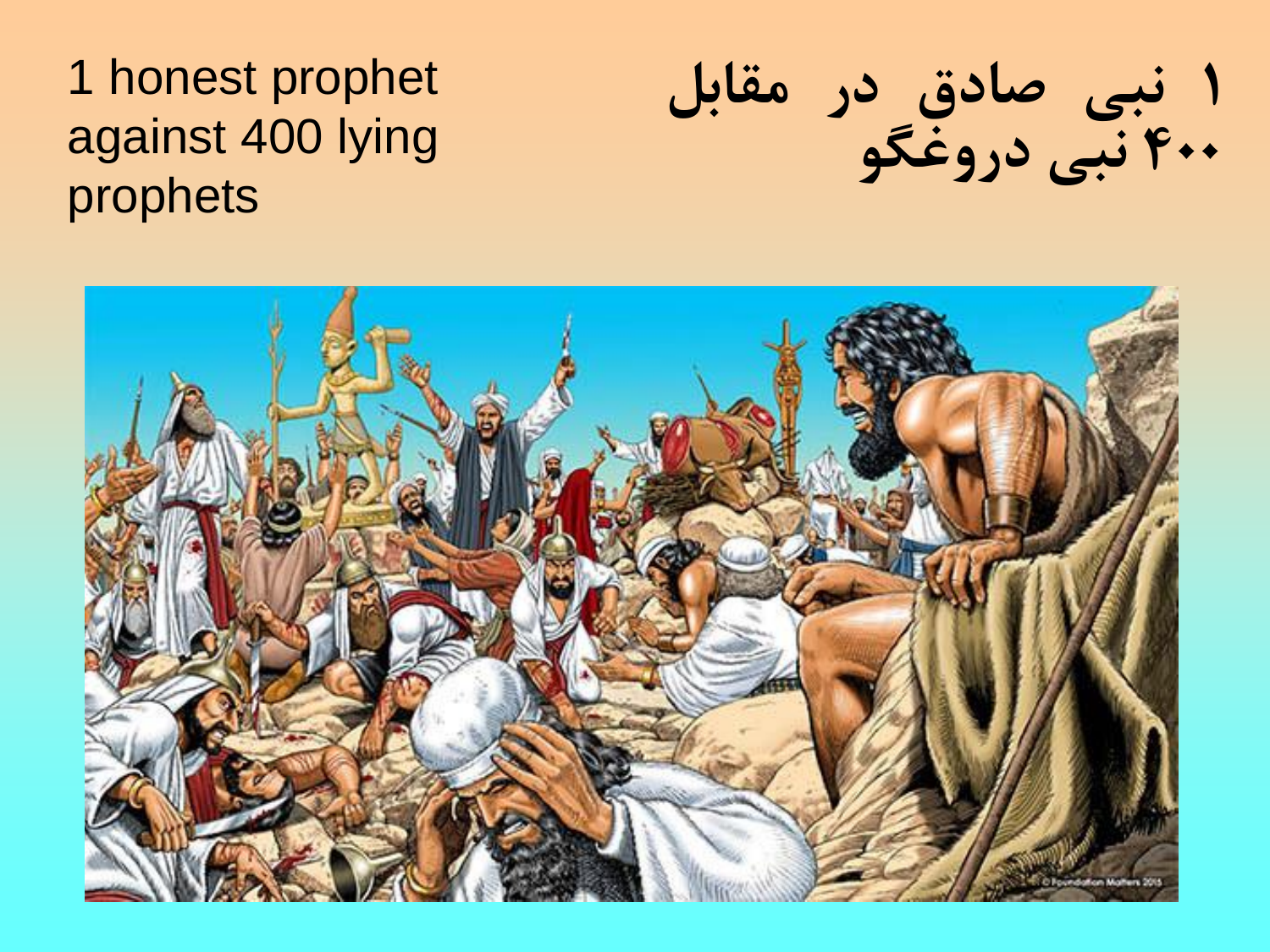1 honest prophet against 400 lying prophets

۱ نبی صادق در مقابل ۴۰۰ نبی دروغگو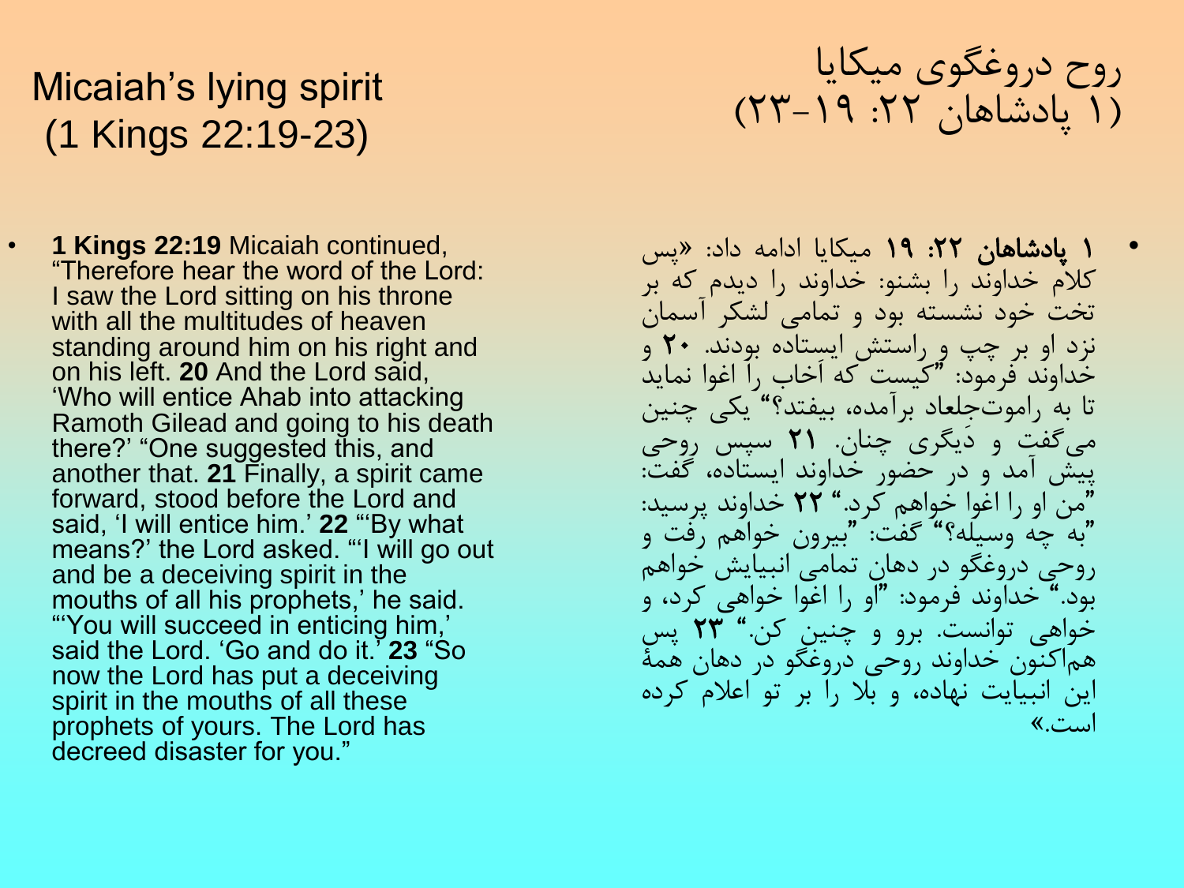# Micaiah's lying spirit (1 Kings 22:19-23)

# روح دروغگوی میکایا (۱ پادشاهان ۲۲: ۱۹-۲۳)

- **1 Kings 22:19** Micaiah continued, "Therefore hear the word of the Lord: I saw the Lord sitting on his throne with all the multitudes of heaven standing around him on his right and on his left. **20** And the Lord said, 'Who will entice Ahab into attacking Ramoth Gilead and going to his death there?' "One suggested this, and another that. **21** Finally, a spirit came forward, stood before the Lord and said, 'I will entice him.' **22** "'By what means?' the Lord asked. "'I will go out and be a deceiving spirit in the mouths of all his prophets,' he said. "'You will succeed in enticing him,' said the Lord. 'Go and do it.' **23** "So now the Lord has put a deceiving spirit in the mouths of all these prophets of yours. The Lord has decreed disaster for you."

- **۱ پادشاهان ۲۲: ۱۹** میکایا ادامه داد: «پس کلام خداوند را بشنو: خداوند را دیدم که بر تخت خود نشسته بود و تمامی لشکر آسمان نزد او بر چپ و راستش ایستاده بودند. **۲۰** و خداوند فرمود: "کیست که اَخاب را اغوا نماید تا به راموت‌جِلعاد برآمده، بیفتد؟" یکی چنین می‌گفت و دیگری چنان. **۲۱** سپس روحی پیش آمد و در حضور خداوند ایستاده، گفت: "من او را اغوا خواهم کرد." **۲۲** خداوند پرسید: "به چه وسیله؟" گفت: "بیرون خواهم رفت و روحی دروغگو در دهان تمامی انبیایش خواهم بود." خداوند فرمود: "او را اغوا خواهی کرد، و خواهی توانست. برو و چنین کن." **۲۳** پس هم‌اکنون خداوند روحی دروغگو در دهان همهٔ این انبیایت نهاده، و بلا را بر تو اعلام کرده است.»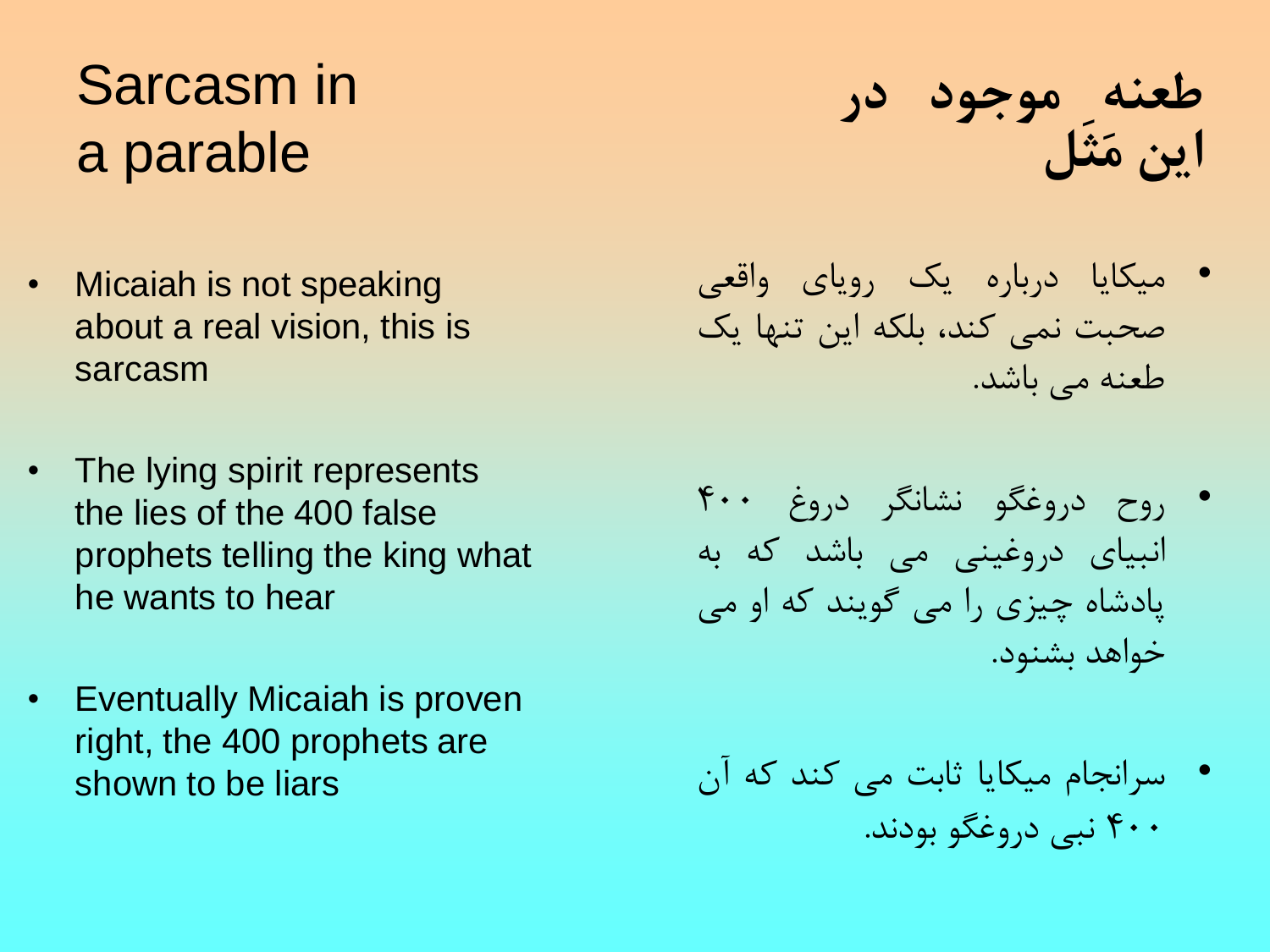# Sarcasm in a parable

- Micaiah is not speaking about a real vision, this is sarcasm
- The lying spirit represents the lies of the 400 false prophets telling the king what he wants to hear
- Eventually Micaiah is proven right, the 400 prophets are shown to be liars

# طعنه موجود در این مَثَل

- میکایا درباره یک رویای واقعی صحبت نمی کند، بلکه این تنها یک طعنه می باشد.
- روح دروغگو نشانگر دروغ ۴۰۰ انبیای دروغینی می باشد که به پادشاه چیزی را می گویند که او می خواهد بشنود.
- سرانجام میکایا ثابت می کند که آن ۴۰۰ نبی دروغگو بودند.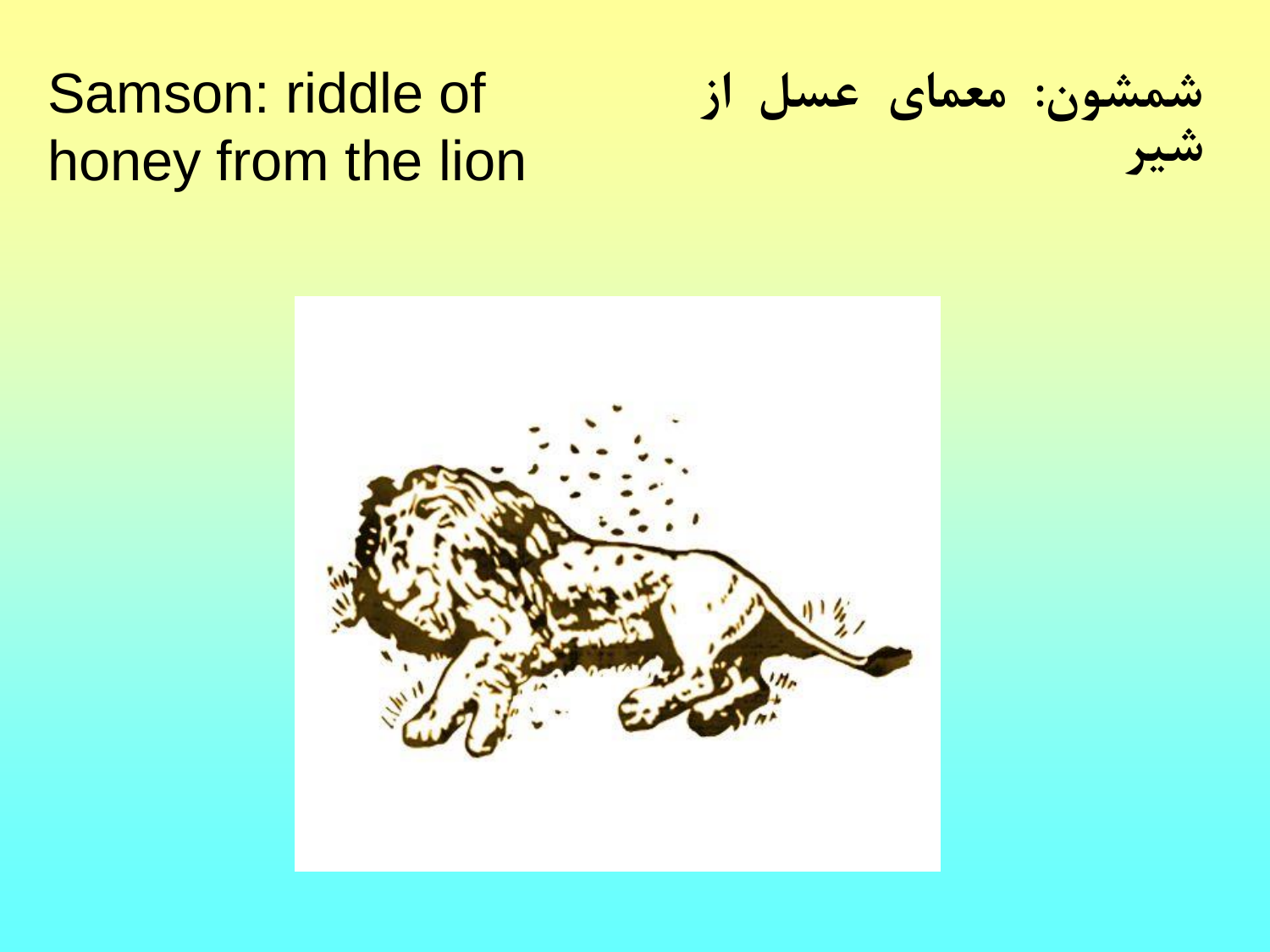# Samson: riddle of honey from the lion

# شمشون: معمای عسل از شیر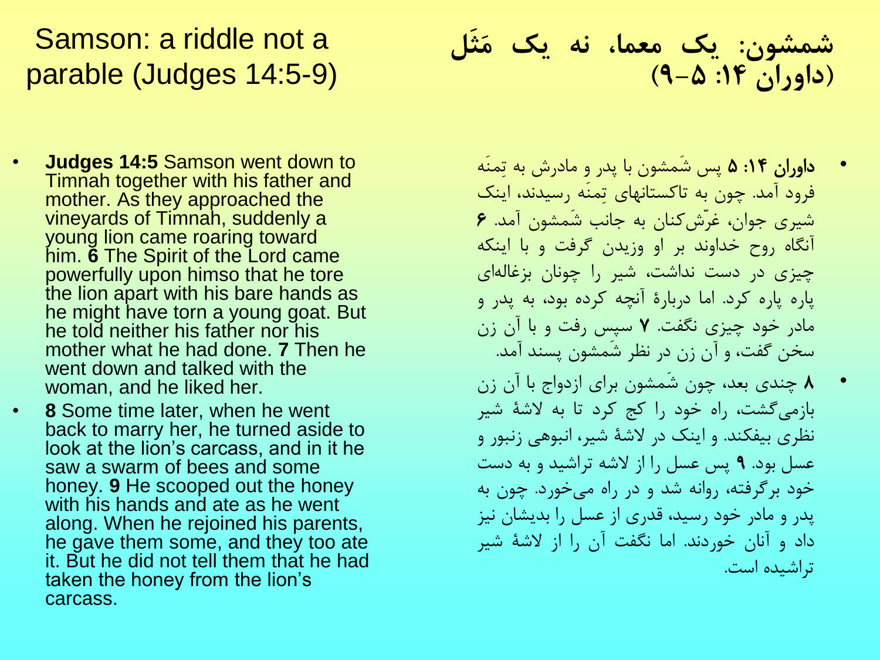# Samson: a riddle not a parable (Judges 14:5-9)

- **Judges 14:5** Samson went down to Timnah together with his father and mother. As they approached the vineyards of Timnah, suddenly a young lion came roaring toward him. **6** The Spirit of the Lord came powerfully upon himso that he tore the lion apart with his bare hands as he might have torn a young goat. But he told neither his father nor his mother what he had done. **7** Then he went down and talked with the woman, and he liked her.
- **8** Some time later, when he went back to marry her, he turned aside to look at the lion's carcass, and in it he saw a swarm of bees and some honey. **9** He scooped out the honey with his hands and ate as he went along. When he rejoined his parents, he gave them some, and they too ate it. But he did not tell them that he had taken the honey from the lion's carcass.

# شمشون: یک معما، نه یک مَثَل (داوران ۱۴: ۵–۹)

- **داوران ۱۴: ۵** پس شَمشون با پدر و مادرش به تِمنَه فرود آمد. چون به تاکستانهای تِمنَه رسیدند، اینک شیری جوان، غرّش‌کنان به جانب شَمشون آمد. **۶** آنگاه روح خداوند بر او وزیدن گرفت و با اینکه چیزی در دست نداشت، شیر را چونان بزغاله‌ای پاره پاره کرد. اما دربارهٔ آنچه کرده بود، به پدر و مادر خود چیزی نگفت. **۷** سپس رفت و با آن زن سخن گفت، و آن زن در نظر شَمشون پسند آمد.
- **۸** چندی بعد، چون شَمشون برای ازدواج با آن زن بازمی‌گشت، راه خود را کج کرد تا به لاشهٔ شیر نظری بیفکند. و اینک در لاشهٔ شیر، انبوهی زنبور و عسل بود. **۹** پس عسل را از لاشه تراشید و به دست خود برگرفته، روانه شد و در راه می‌خورد. چون به پدر و مادر خود رسید، قدری از عسل را بدیشان نیز داد و آنان خوردند. اما نگفت آن را از لاشهٔ شیر تراشیده است.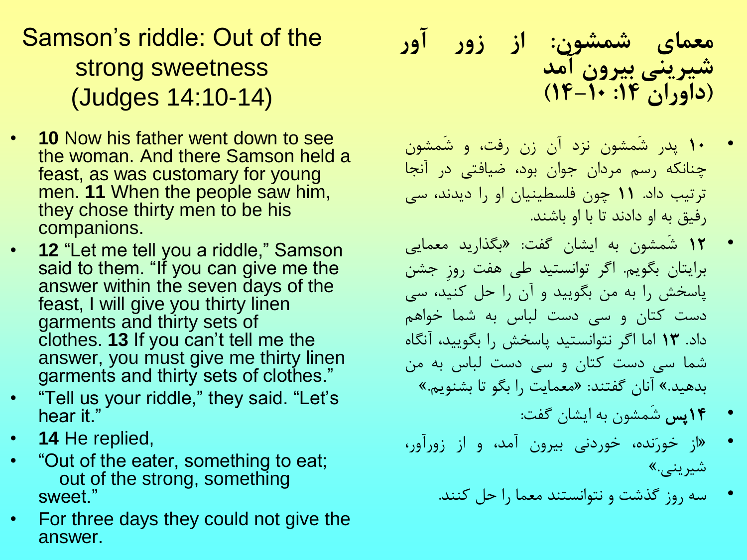# Samson's riddle: Out of the strong sweetness (Judges 14:10-14)

- **10** Now his father went down to see the woman. And there Samson held a feast, as was customary for young men. **11** When the people saw him, they chose thirty men to be his companions.
- **12** "Let me tell you a riddle," Samson said to them. "If you can give me the answer within the seven days of the feast, I will give you thirty linen garments and thirty sets of clothes. **13** If you can't tell me the answer, you must give me thirty linen garments and thirty sets of clothes."
- "Tell us your riddle," they said. "Let's hear it."
- **14** He replied,
- "Out of the eater, something to eat;
  out of the strong, something sweet."
- For three days they could not give the answer.

# معمای شمشون: از زور آور شیرینی بیرون آمد (داوران ۱۴: ۱۰–۱۴)

- **۱۰** پدر شَمشون نزد آن زن رفت، و شَمشون چنانکه رسم مردان جوان بود، ضیافتی در آنجا ترتیب داد. **۱۱** چون فلسطینیان او را دیدند، سی رفیق به او دادند تا با او باشند.
- **۱۲** شَمشون به ایشان گفت: «بگذارید معمایی برایتان بگویم. اگر توانستید طی هفت روزِ جشن پاسخش را به من بگویید و آن را حل کنید، سی دست کتان و سی دست لباس به شما خواهم داد. **۱۳** اما اگر نتوانستید پاسخش را بگویید، آنگاه شما سی دست کتان و سی دست لباس به من بدهید.» آنان گفتند: «معمایت را بگو تا بشنویم.»
- **۱۴پس** شَمشون به ایشان گفت:
- «از خورَنده، خوردنی بیرون آمد، و از زورآور، شیرینی.»
- سه روز گذشت و نتوانستند معما را حل کنند.